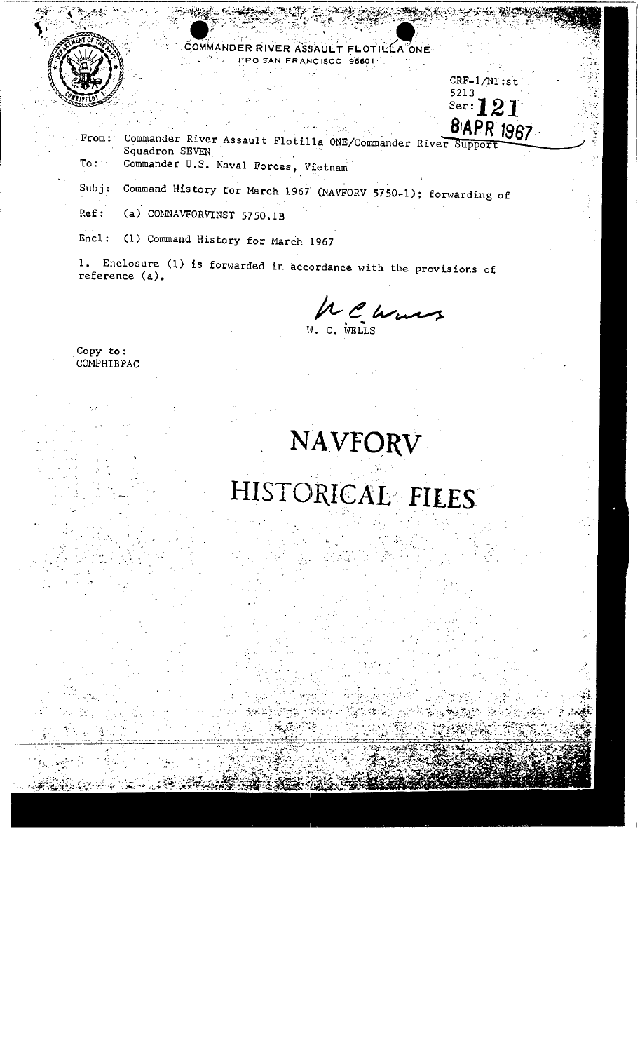COMMANDER RIVER ASSAULT FLOTILLA ONE
FPO SAN FRANCISCO 96601

CRF-1/N1:st
5213
Ser: 121
8 APR 1967

From: Commander River Assault Flotilla ONE/Commander River Support Squadron SEVEN
To: Commander U.S. Naval Forces, Vietnam

Subj: Command History for March 1967 (NAVFORV 5750-1); forwarding of

Ref: (a) COMNAVFORVINST 5750.1B

Encl: (1) Command History for March 1967

1. Enclosure (1) is forwarded in accordance with the provisions of reference (a).

W. C. WELLS

Copy to:
COMPHIBPAC

# NAVFORV

# HISTORICAL FILES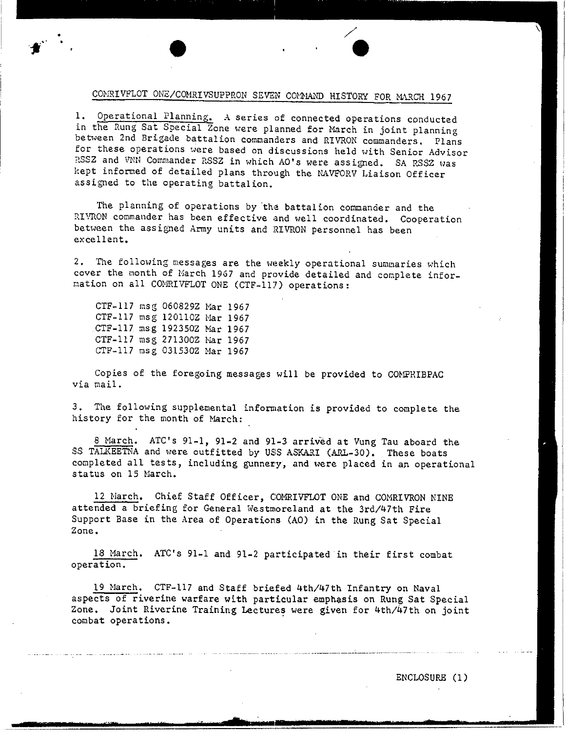# COMRIVFLOT ONE/COMRIVSUPPRON SEVEN COMMAND HISTORY FOR MARCH 1967

1. Operational Planning. A series of connected operations conducted in the Rung Sat Special Zone were planned for March in joint planning between 2nd Brigade battalion commanders and RIVRON commanders. Plans for these operations were based on discussions held with Senior Advisor RSSZ and VNN Commander RSSZ in which AO's were assigned. SA RSSZ was kept informed of detailed plans through the NAVFORV Liaison Officer assigned to the operating battalion.

The planning of operations by the battalion commander and the RIVRON commander has been effective and well coordinated. Cooperation between the assigned Army units and RIVRON personnel has been excellent.

2. The following messages are the weekly operational summaries which cover the month of March 1967 and provide detailed and complete information on all COMRIVFLOT ONE (CTF-117) operations:

CTF-117 msg 060829Z Mar 1967
CTF-117 msg 120110Z Mar 1967
CTF-117 msg 192350Z Mar 1967
CTF-117 msg 271300Z Mar 1967
CTF-117 msg 031530Z Mar 1967

Copies of the foregoing messages will be provided to COMPHIBPAC via mail.

3. The following supplemental information is provided to complete the history for the month of March:

8 March. ATC's 91-1, 91-2 and 91-3 arrived at Vung Tau aboard the SS TALKEETNA and were outfitted by USS ASKARI (ARL-30). These boats completed all tests, including gunnery, and were placed in an operational status on 15 March.

12 March. Chief Staff Officer, COMRIVFLOT ONE and COMRIVRON NINE attended a briefing for General Westmoreland at the 3rd/47th Fire Support Base in the Area of Operations (AO) in the Rung Sat Special Zone.

18 March. ATC's 91-1 and 91-2 participated in their first combat operation.

19 March. CTF-117 and Staff briefed 4th/47th Infantry on Naval aspects of riverine warfare with particular emphasis on Rung Sat Special Zone. Joint Riverine Training Lectures were given for 4th/47th on joint combat operations.

ENCLOSURE (1)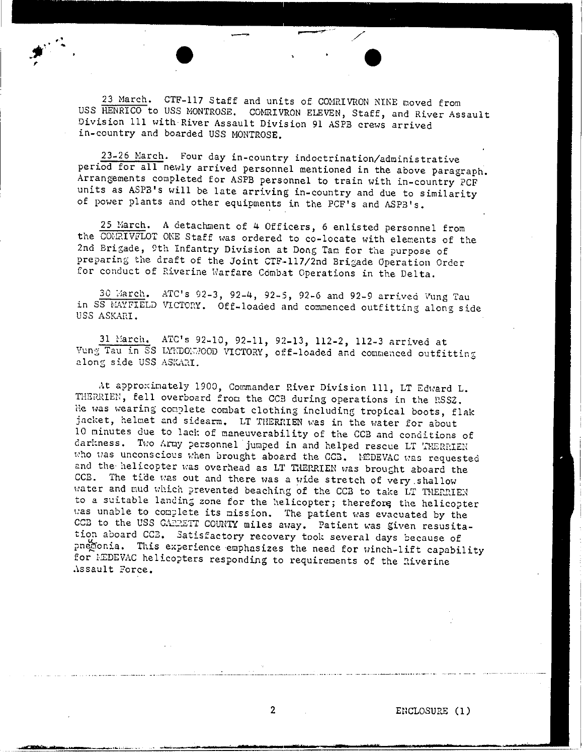23 March. CTF-117 Staff and units of COMRIVRON NINE moved from USS HENRICO to USS MONTROSE. COMRIVRON ELEVEN, Staff, and River Assault Division 111 with River Assault Division 91 ASPB crews arrived in-country and boarded USS MONTROSE.

23-26 March. Four day in-country indoctrination/administrative period for all newly arrived personnel mentioned in the above paragraph. Arrangements completed for ASPB personnel to train with in-country PCF units as ASPB's will be late arriving in-country and due to similarity of power plants and other equipments in the PCF's and ASPB's.

25 March. A detachment of 4 Officers, 6 enlisted personnel from the COMRIVFLOT ONE Staff was ordered to co-locate with elements of the 2nd Brigade, 9th Infantry Division at Dong Tam for the purpose of preparing the draft of the Joint CTF-117/2nd Brigade Operation Order for conduct of Riverine Warfare Combat Operations in the Delta.

30 March. ATC's 92-3, 92-4, 92-5, 92-6 and 92-9 arrived Vung Tau in SS MAYFIELD VICTORY. Off-loaded and commenced outfitting along side USS ASKARI.

31 March. ATC's 92-10, 92-11, 92-13, 112-2, 112-3 arrived at Vung Tau in SS LYNDONWOOD VICTORY, off-loaded and commenced outfitting along side USS ASKARI.

At approximately 1900, Commander River Division 111, LT Edward L. THERRIEN, fell overboard from the CCB during operations in the RSSZ. He was wearing complete combat clothing including tropical boots, flak jacket, helmet and sidearm. LT THERRIEN was in the water for about 10 minutes due to lack of maneuverability of the CCB and conditions of darkness. Two Army personnel jumped in and helped rescue LT THERRIEN who was unconscious when brought aboard the CCB. MEDEVAC was requested and the helicopter was overhead as LT THERRIEN was brought aboard the CCB. The tide was out and there was a wide stretch of very shallow water and mud which prevented beaching of the CCB to take LT THERRIEN to a suitable landing zone for the helicopter; therefore the helicopter was unable to complete its mission. The patient was evacuated by the CCB to the USS GARRETT COUNTY miles away. Patient was given resusitation aboard CCB. Satisfactory recovery took several days because of pneumonia. This experience emphasizes the need for winch-lift capability for MEDEVAC helicopters responding to requirements of the Riverine Assault Force.

ENCLOSURE (1)